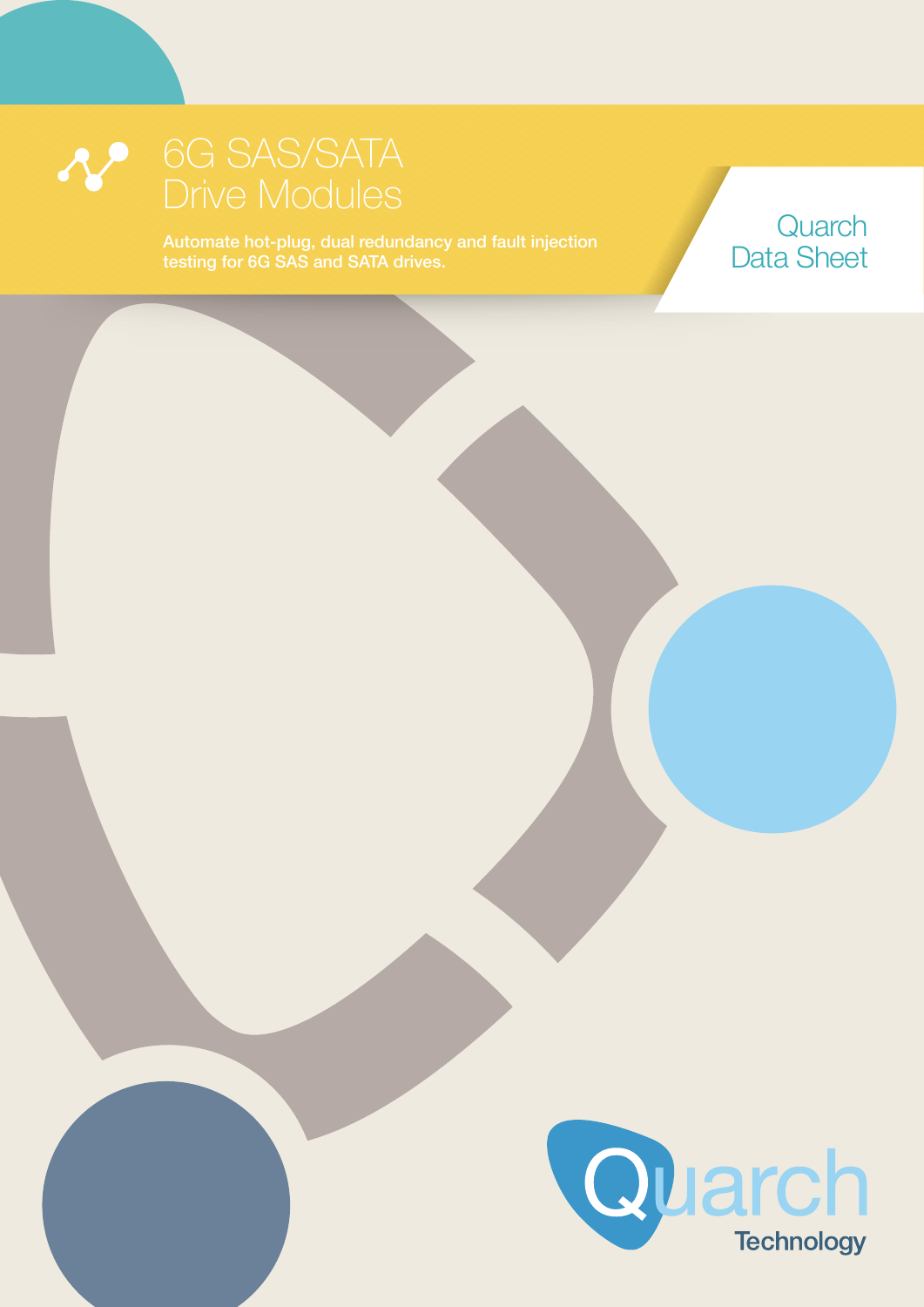# 6G SAS/SATA Drive Modules

Automate hot-plug, dual redundancy and fault injection testing for 6G SAS and SATA drives.

Quarch Data Sheet

Quarch Technology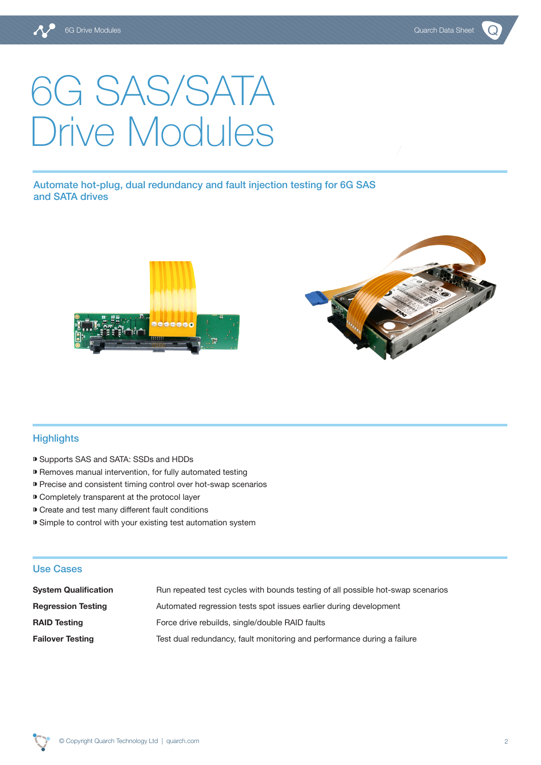# 6G SAS/SATA Drive Modules

**Automate hot-plug, dual redundancy and fault injection testing for 6G SAS and SATA drives**

## Highlights

- Supports SAS and SATA: SSDs and HDDs
- Removes manual intervention, for fully automated testing
- Precise and consistent timing control over hot-swap scenarios
- Completely transparent at the protocol layer
- Create and test many different fault conditions
- Simple to control with your existing test automation system

## Use Cases

| | |
|---|---|
| **System Qualification** | Run repeated test cycles with bounds testing of all possible hot-swap scenarios |
| **Regression Testing** | Automated regression tests spot issues earlier during development |
| **RAID Testing** | Force drive rebuilds, single/double RAID faults |
| **Failover Testing** | Test dual redundancy, fault monitoring and performance during a failure |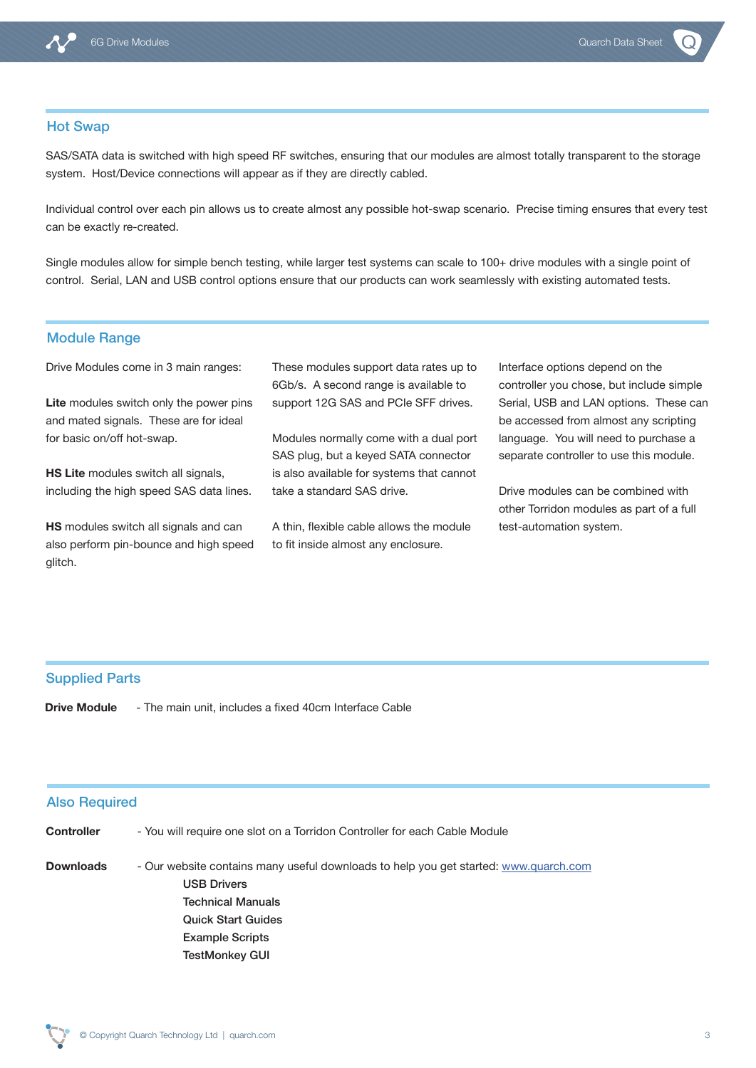## Hot Swap

SAS/SATA data is switched with high speed RF switches, ensuring that our modules are almost totally transparent to the storage system. Host/Device connections will appear as if they are directly cabled.

Individual control over each pin allows us to create almost any possible hot-swap scenario. Precise timing ensures that every test can be exactly re-created.

Single modules allow for simple bench testing, while larger test systems can scale to 100+ drive modules with a single point of control. Serial, LAN and USB control options ensure that our products can work seamlessly with existing automated tests.

## Module Range

Drive Modules come in 3 main ranges:

**Lite** modules switch only the power pins and mated signals. These are for ideal for basic on/off hot-swap.

**HS Lite** modules switch all signals, including the high speed SAS data lines.

**HS** modules switch all signals and can also perform pin-bounce and high speed glitch.

These modules support data rates up to 6Gb/s. A second range is available to support 12G SAS and PCIe SFF drives.

Modules normally come with a dual port SAS plug, but a keyed SATA connector is also available for systems that cannot take a standard SAS drive.

A thin, flexible cable allows the module to fit inside almost any enclosure.

Interface options depend on the controller you chose, but include simple Serial, USB and LAN options. These can be accessed from almost any scripting language. You will need to purchase a separate controller to use this module.

Drive modules can be combined with other Torridon modules as part of a full test-automation system.

## Supplied Parts

**Drive Module** - The main unit, includes a fixed 40cm Interface Cable

## Also Required

**Controller** - You will require one slot on a Torridon Controller for each Cable Module

**Downloads** - Our website contains many useful downloads to help you get started: [www.quarch.com](http://www.quarch.com)

- USB Drivers
- Technical Manuals
- Quick Start Guides
- Example Scripts
- TestMonkey GUI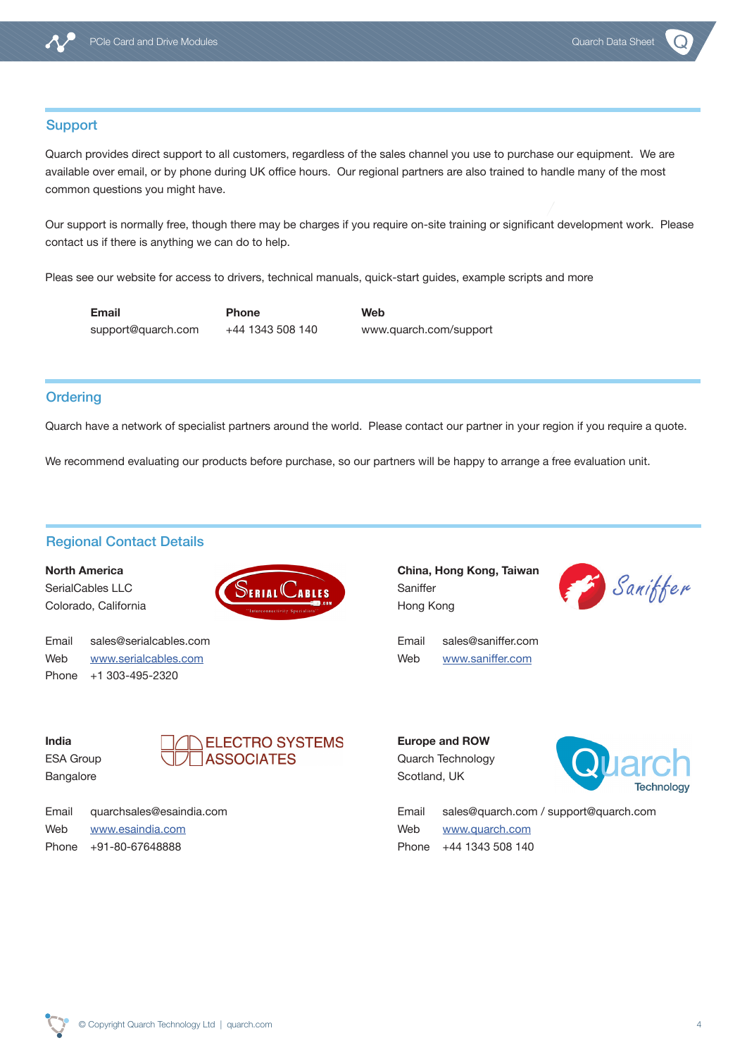## Support

Quarch provides direct support to all customers, regardless of the sales channel you use to purchase our equipment. We are available over email, or by phone during UK office hours. Our regional partners are also trained to handle many of the most common questions you might have.

Our support is normally free, though there may be charges if you require on-site training or significant development work. Please contact us if there is anything we can do to help.

Pleas see our website for access to drivers, technical manuals, quick-start guides, example scripts and more

| Email | Phone | Web |
|---|---|---|
| support@quarch.com | +44 1343 508 140 | www.quarch.com/support |

## Ordering

Quarch have a network of specialist partners around the world. Please contact our partner in your region if you require a quote.

We recommend evaluating our products before purchase, so our partners will be happy to arrange a free evaluation unit.

## Regional Contact Details

**North America**
SerialCables LLC
Colorado, California

Email sales@serialcables.com
Web www.serialcables.com
Phone +1 303-495-2320

**China, Hong Kong, Taiwan**
Saniffer
Hong Kong

Email sales@saniffer.com
Web www.saniffer.com

**India**
ESA Group
Bangalore

Email quarchsales@esaindia.com
Web www.esaindia.com
Phone +91-80-67648888

**Europe and ROW**
Quarch Technology
Scotland, UK

Email sales@quarch.com / support@quarch.com
Web www.quarch.com
Phone +44 1343 508 140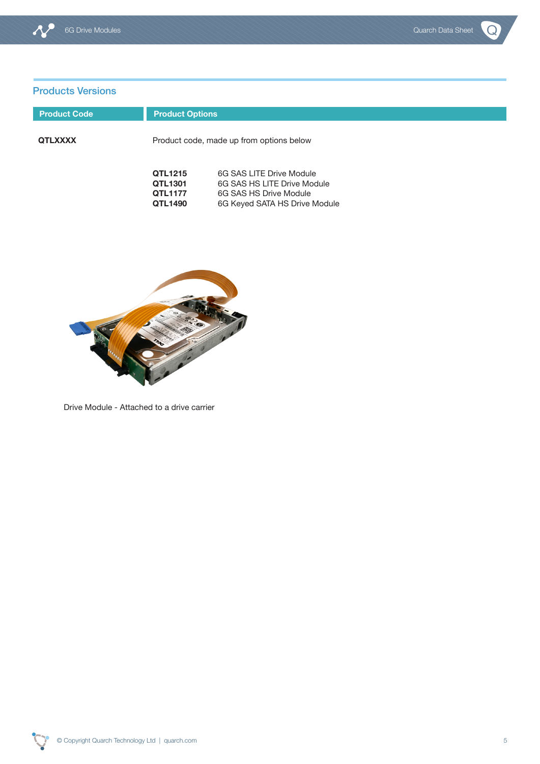## Products Versions

| Product Code | Product Options |
|---|---|
| **QTLXXXX** | Product code, made up from options below |
| | **QTL1215** 6G SAS LITE Drive Module |
| | **QTL1301** 6G SAS HS LITE Drive Module |
| | **QTL1177** 6G SAS HS Drive Module |
| | **QTL1490** 6G Keyed SATA HS Drive Module |

Drive Module - Attached to a drive carrier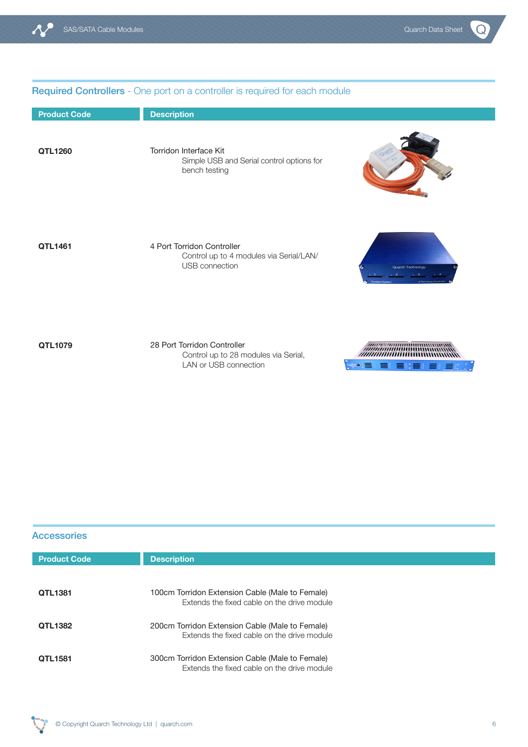## Required Controllers - One port on a controller is required for each module

| Product Code | Description |
|---|---|
| **QTL1260** | Torridon Interface Kit<br>Simple USB and Serial control options for bench testing |
| **QTL1461** | 4 Port Torridon Controller<br>Control up to 4 modules via Serial/LAN/USB connection |
| **QTL1079** | 28 Port Torridon Controller<br>Control up to 28 modules via Serial, LAN or USB connection |

## Accessories

| Product Code | Description |
|---|---|
| **QTL1381** | 100cm Torridon Extension Cable (Male to Female)<br>Extends the fixed cable on the drive module |
| **QTL1382** | 200cm Torridon Extension Cable (Male to Female)<br>Extends the fixed cable on the drive module |
| **QTL1581** | 300cm Torridon Extension Cable (Male to Female)<br>Extends the fixed cable on the drive module |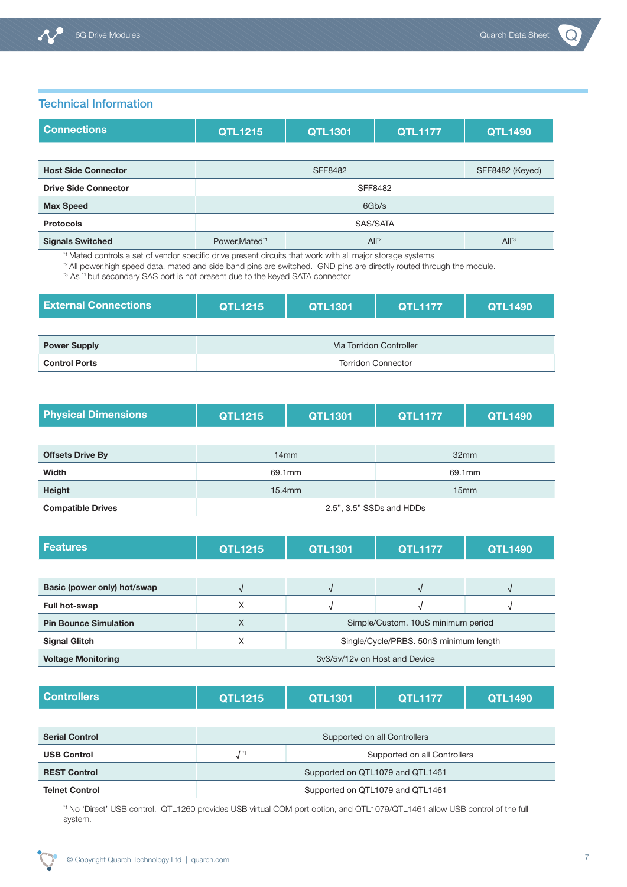## Technical Information

| Connections | QTL1215 | QTL1301 | QTL1177 | QTL1490 |
|---|---|---|---|---|
| Host Side Connector | SFF8482 | | | SFF8482 (Keyed) |
| Drive Side Connector | SFF8482 | | | |
| Max Speed | 6Gb/s | | | |
| Protocols | SAS/SATA | | | |
| Signals Switched | Power,Mated[*1] | All[*2] | | All[*3] |

[*1] Mated controls a set of vendor specific drive present circuits that work with all major storage systems
[*2] All power,high speed data, mated and side band pins are switched. GND pins are directly routed through the module.
[*3] As [*1] but secondary SAS port is not present due to the keyed SATA connector

| External Connections | QTL1215 | QTL1301 | QTL1177 | QTL1490 |
|---|---|---|---|---|
| Power Supply | Via Torridon Controller | | | |
| Control Ports | Torridon Connector | | | |

| Physical Dimensions | QTL1215 | QTL1301 | QTL1177 | QTL1490 |
|---|---|---|---|---|
| Offsets Drive By | 14mm | | 32mm | |
| Width | 69.1mm | | 69.1mm | |
| Height | 15.4mm | | 15mm | |
| Compatible Drives | 2.5", 3.5" SSDs and HDDs | | | |

| Features | QTL1215 | QTL1301 | QTL1177 | QTL1490 |
|---|---|---|---|---|
| Basic (power only) hot/swap | √ | √ | √ | √ |
| Full hot-swap | X | √ | √ | √ |
| Pin Bounce Simulation | X | Simple/Custom. 10uS minimum period | | |
| Signal Glitch | X | Single/Cycle/PRBS. 50nS minimum length | | |
| Voltage Monitoring | 3v3/5v/12v on Host and Device | | | |

| Controllers | QTL1215 | QTL1301 | QTL1177 | QTL1490 |
|---|---|---|---|---|
| Serial Control | Supported on all Controllers | | | |
| USB Control | √ [*1] | Supported on all Controllers | | |
| REST Control | Supported on QTL1079 and QTL1461 | | | |
| Telnet Control | Supported on QTL1079 and QTL1461 | | | |

[*1] No 'Direct' USB control. QTL1260 provides USB virtual COM port option, and QTL1079/QTL1461 allow USB control of the full system.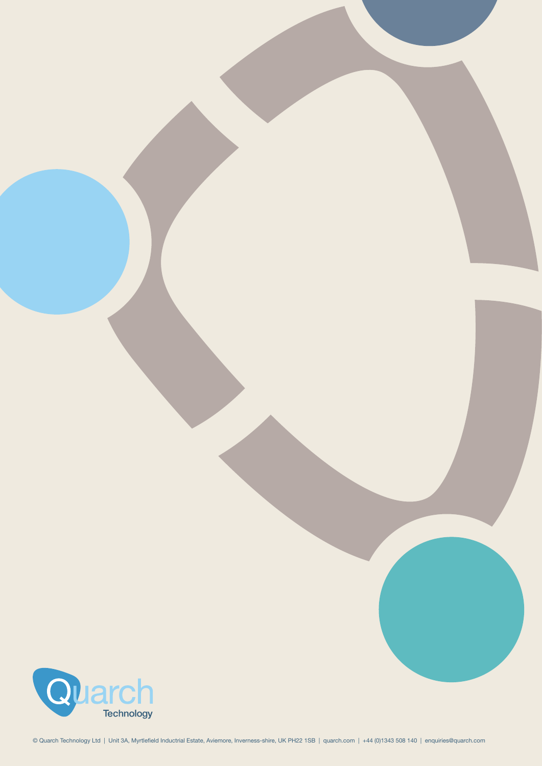Quarch Technology

© Quarch Technology Ltd | Unit 3A, Myrtlefield Inductrial Estate, Aviemore, Inverness-shire, UK PH22 1SB | quarch.com | +44 (0)1343 508 140 | enquiries@quarch.com